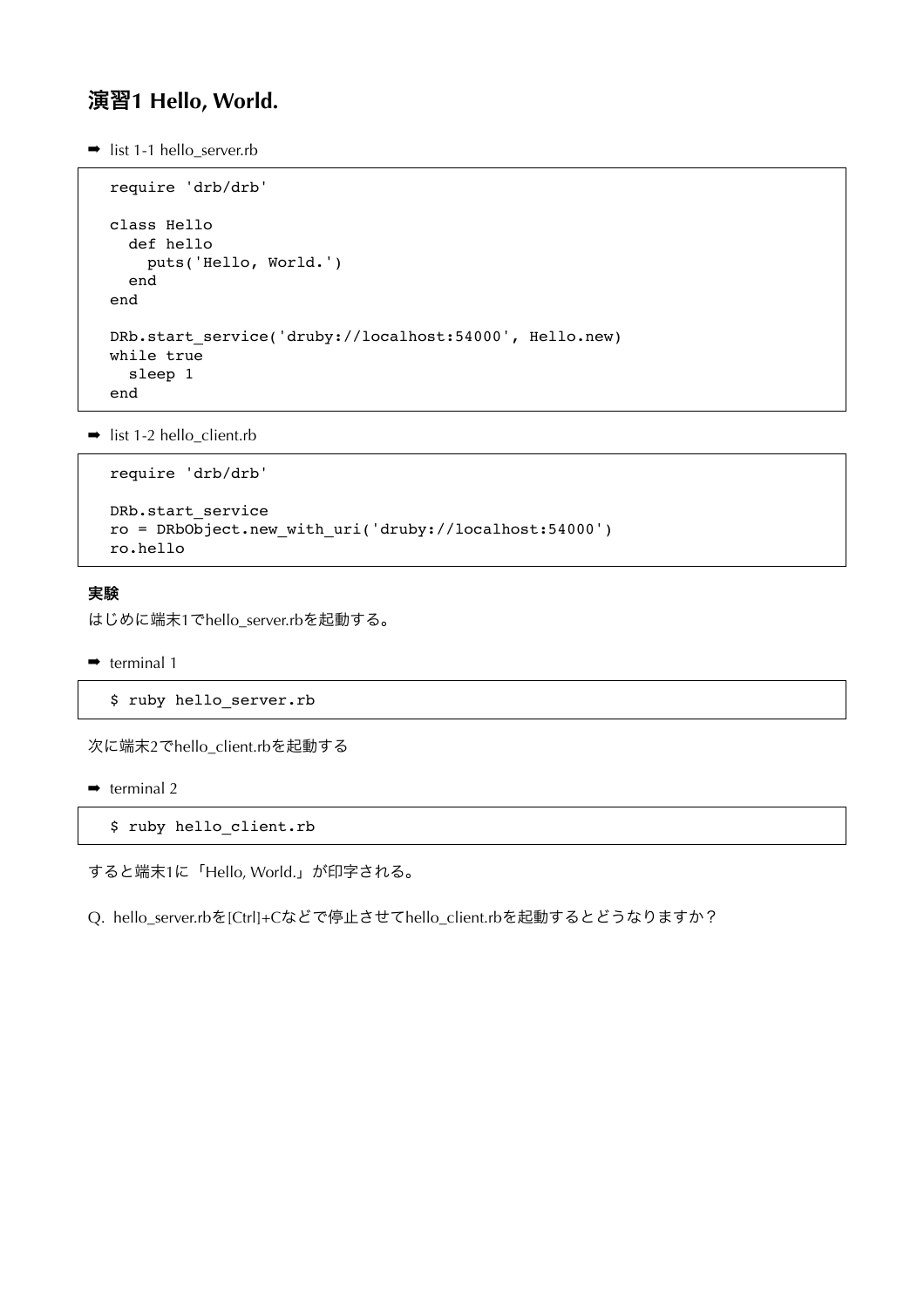# 演習1 Hello, World.

➡ list 1-1 hello_server.rb

```
require 'drb/drb'

class Hello
  def hello
    puts('Hello, World.')
  end
end

DRb.start_service('druby://localhost:54000', Hello.new)
while true
  sleep 1
end
```

➡ list 1-2 hello_client.rb

```
require 'drb/drb'

DRb.start_service
ro = DRbObject.new_with_uri('druby://localhost:54000')
ro.hello
```

**実験**

はじめに端末1でhello_server.rbを起動する。

➡ terminal 1

```
$ ruby hello_server.rb
```

次に端末2でhello_client.rbを起動する

➡ terminal 2

```
$ ruby hello_client.rb
```

すると端末1に「Hello, World.」が印字される。

Q. hello_server.rbを[Ctrl]+Cなどで停止させてhello_client.rbを起動するとどうなりますか？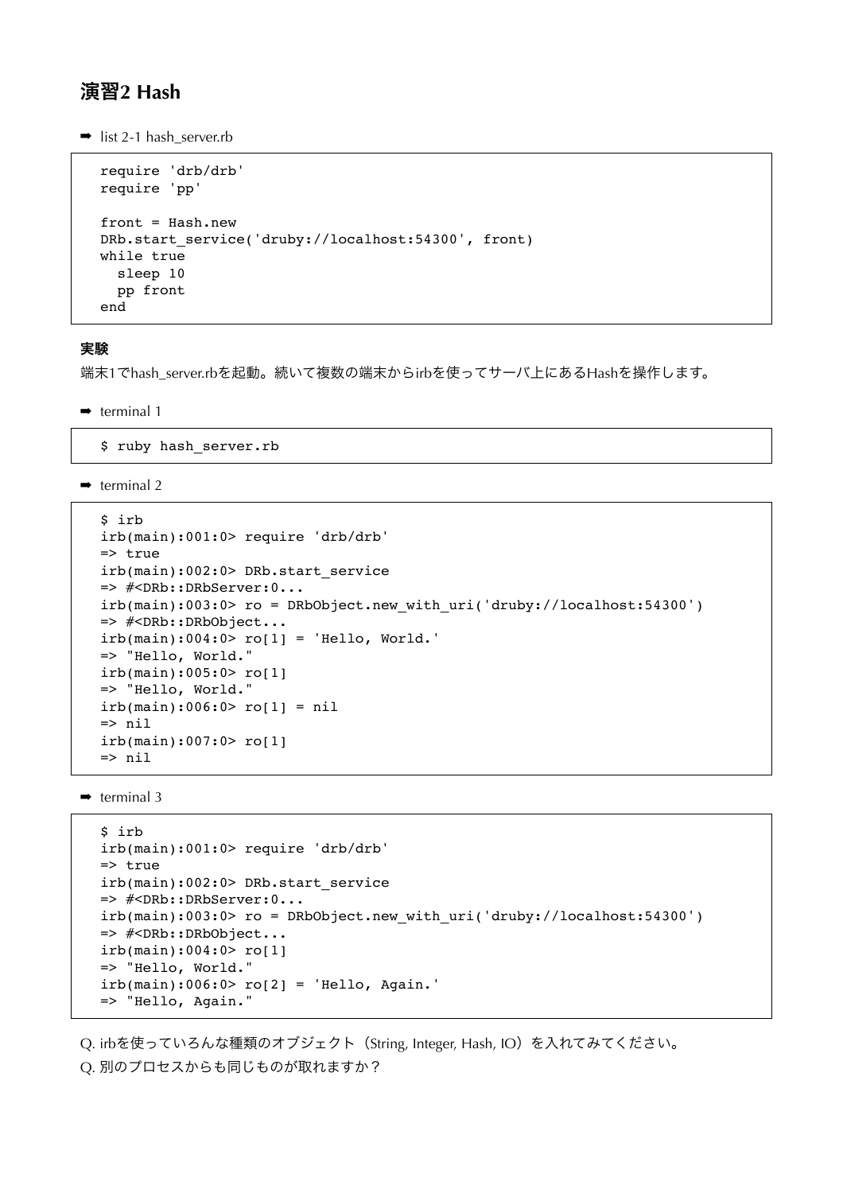## 演習2 Hash

➡ list 2-1 hash_server.rb

```
require 'drb/drb'
require 'pp'

front = Hash.new
DRb.start_service('druby://localhost:54300', front)
while true
  sleep 10
  pp front
end
```

**実験**

端末1でhash_server.rbを起動。続いて複数の端末からirbを使ってサーバ上にあるHashを操作します。

➡ terminal 1

```
$ ruby hash_server.rb
```

➡ terminal 2

```
$ irb
irb(main):001:0> require 'drb/drb'
=> true
irb(main):002:0> DRb.start_service
=> #<DRb::DRbServer:0...
irb(main):003:0> ro = DRbObject.new_with_uri('druby://localhost:54300')
=> #<DRb::DRbObject...
irb(main):004:0> ro[1] = 'Hello, World.'
=> "Hello, World."
irb(main):005:0> ro[1]
=> "Hello, World."
irb(main):006:0> ro[1] = nil
=> nil
irb(main):007:0> ro[1]
=> nil
```

➡ terminal 3

```
$ irb
irb(main):001:0> require 'drb/drb'
=> true
irb(main):002:0> DRb.start_service
=> #<DRb::DRbServer:0...
irb(main):003:0> ro = DRbObject.new_with_uri('druby://localhost:54300')
=> #<DRb::DRbObject...
irb(main):004:0> ro[1]
=> "Hello, World."
irb(main):006:0> ro[2] = 'Hello, Again.'
=> "Hello, Again."
```

Q. irbを使っていろんな種類のオブジェクト（String, Integer, Hash, IO）を入れてみてください。

Q. 別のプロセスからも同じものが取れますか？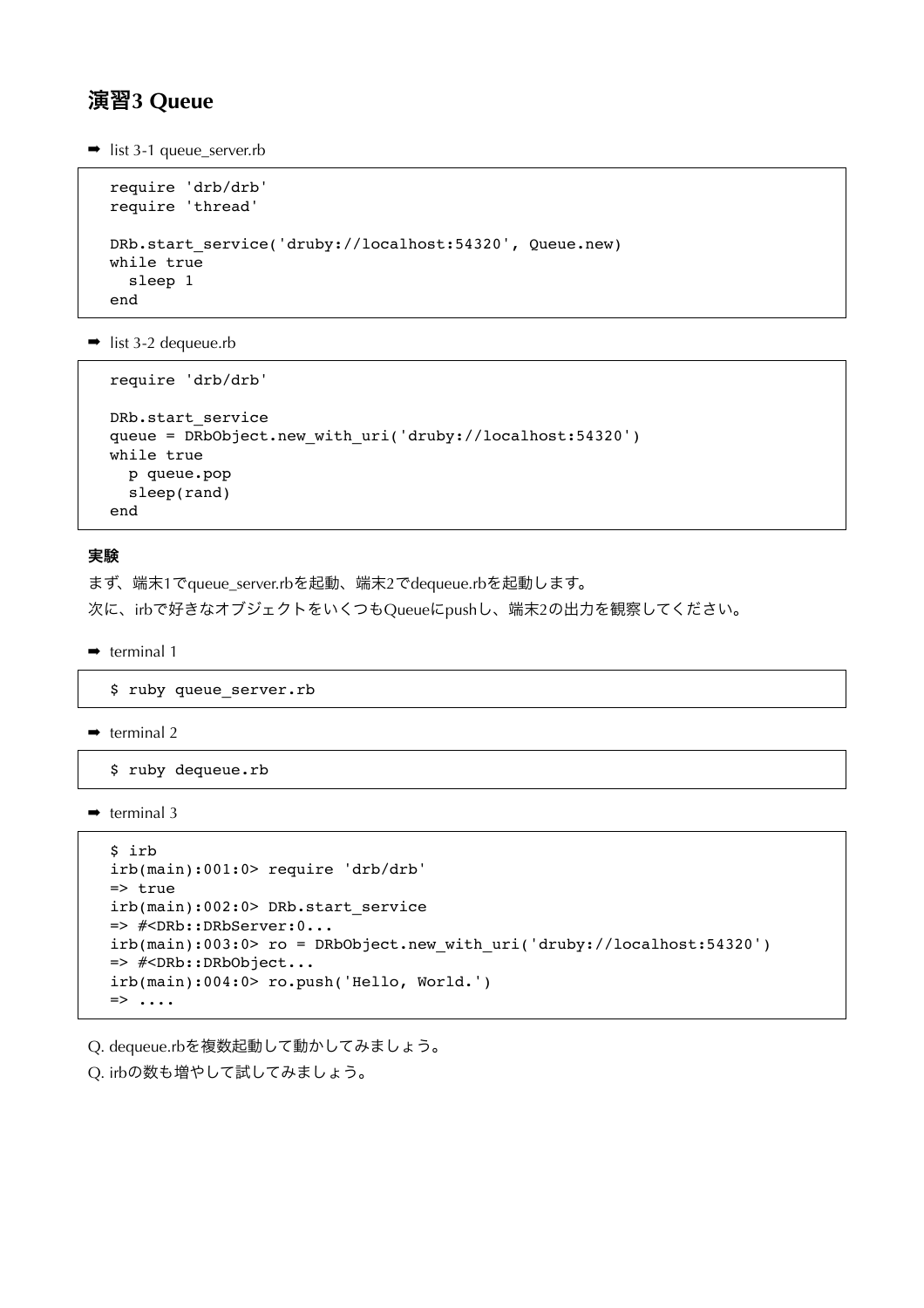## 演習3 Queue

➡ list 3-1 queue_server.rb

```
require 'drb/drb'
require 'thread'

DRb.start_service('druby://localhost:54320', Queue.new)
while true
  sleep 1
end
```

➡ list 3-2 dequeue.rb

```
require 'drb/drb'

DRb.start_service
queue = DRbObject.new_with_uri('druby://localhost:54320')
while true
  p queue.pop
  sleep(rand)
end
```

### 実験

まず、端末1でqueue_server.rbを起動、端末2でdequeue.rbを起動します。

次に、irbで好きなオブジェクトをいくつもQueueにpushし、端末2の出力を観察してください。

➡ terminal 1

```
$ ruby queue_server.rb
```

➡ terminal 2

```
$ ruby dequeue.rb
```

➡ terminal 3

```
$ irb
irb(main):001:0> require 'drb/drb'
=> true
irb(main):002:0> DRb.start_service
=> #<DRb::DRbServer:0...
irb(main):003:0> ro = DRbObject.new_with_uri('druby://localhost:54320')
=> #<DRb::DRbObject...
irb(main):004:0> ro.push('Hello, World.')
=> ....
```

Q. dequeue.rbを複数起動して動かしてみましょう。

Q. irbの数も増やして試してみましょう。